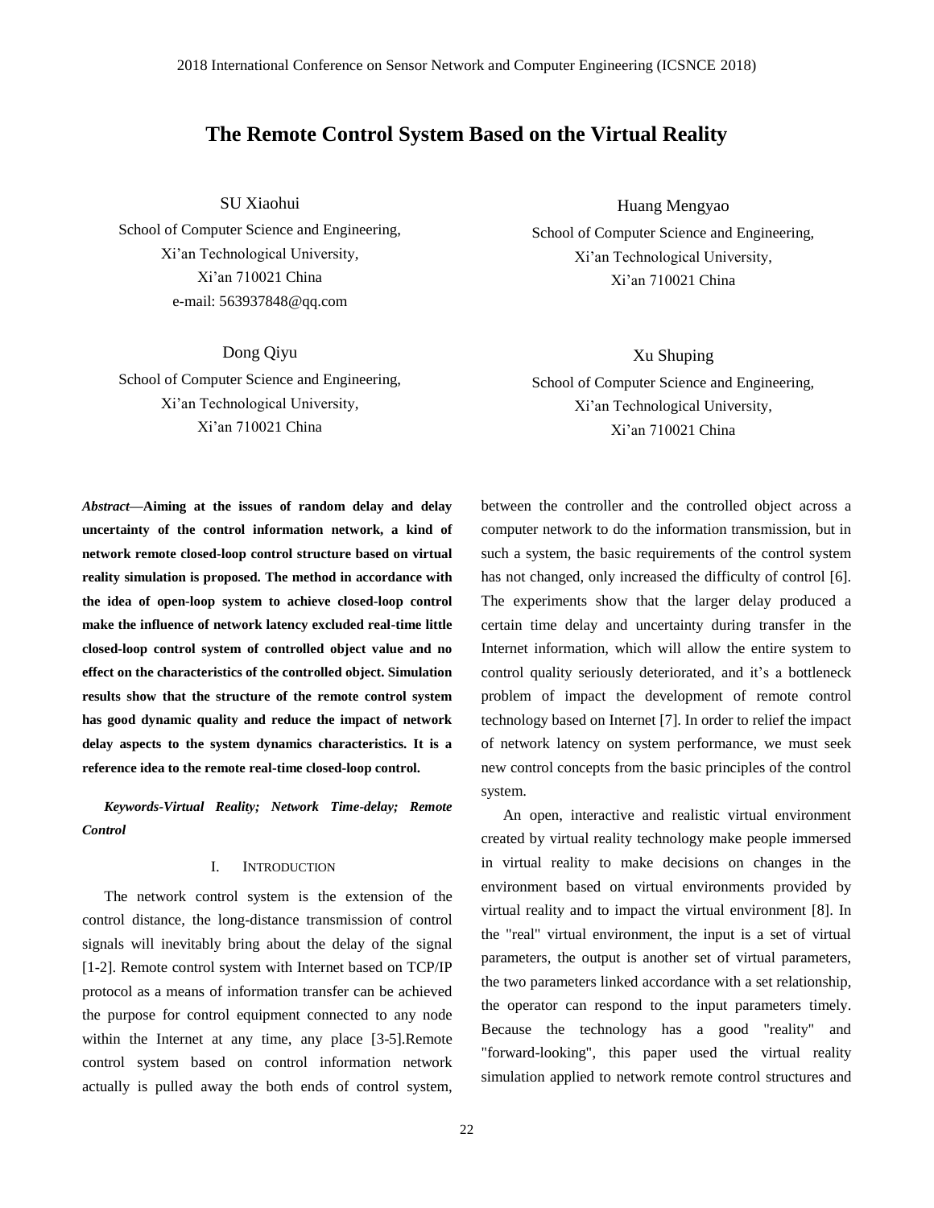# The Remote Control System Based on the Virtual Reality

SU Xiaohui
School of Computer Science and Engineering,
Xi'an Technological University,
Xi'an 710021 China
e-mail: 563937848@qq.com

Huang Mengyao
School of Computer Science and Engineering,
Xi'an Technological University,
Xi'an 710021 China

Dong Qiyu
School of Computer Science and Engineering,
Xi'an Technological University,
Xi'an 710021 China

Xu Shuping
School of Computer Science and Engineering,
Xi'an Technological University,
Xi'an 710021 China

***Abstract*—Aiming at the issues of random delay and delay uncertainty of the control information network, a kind of network remote closed-loop control structure based on virtual reality simulation is proposed. The method in accordance with the idea of open-loop system to achieve closed-loop control make the influence of network latency excluded real-time little closed-loop control system of controlled object value and no effect on the characteristics of the controlled object. Simulation results show that the structure of the remote control system has good dynamic quality and reduce the impact of network delay aspects to the system dynamics characteristics. It is a reference idea to the remote real-time closed-loop control.**

***Keywords-Virtual Reality; Network Time-delay; Remote Control***

## I. Introduction

The network control system is the extension of the control distance, the long-distance transmission of control signals will inevitably bring about the delay of the signal [1-2]. Remote control system with Internet based on TCP/IP protocol as a means of information transfer can be achieved the purpose for control equipment connected to any node within the Internet at any time, any place [3-5].Remote control system based on control information network actually is pulled away the both ends of control system, between the controller and the controlled object across a computer network to do the information transmission, but in such a system, the basic requirements of the control system has not changed, only increased the difficulty of control [6]. The experiments show that the larger delay produced a certain time delay and uncertainty during transfer in the Internet information, which will allow the entire system to control quality seriously deteriorated, and it's a bottleneck problem of impact the development of remote control technology based on Internet [7]. In order to relief the impact of network latency on system performance, we must seek new control concepts from the basic principles of the control system.

An open, interactive and realistic virtual environment created by virtual reality technology make people immersed in virtual reality to make decisions on changes in the environment based on virtual environments provided by virtual reality and to impact the virtual environment [8]. In the "real" virtual environment, the input is a set of virtual parameters, the output is another set of virtual parameters, the two parameters linked accordance with a set relationship, the operator can respond to the input parameters timely. Because the technology has a good "reality" and "forward-looking", this paper used the virtual reality simulation applied to network remote control structures and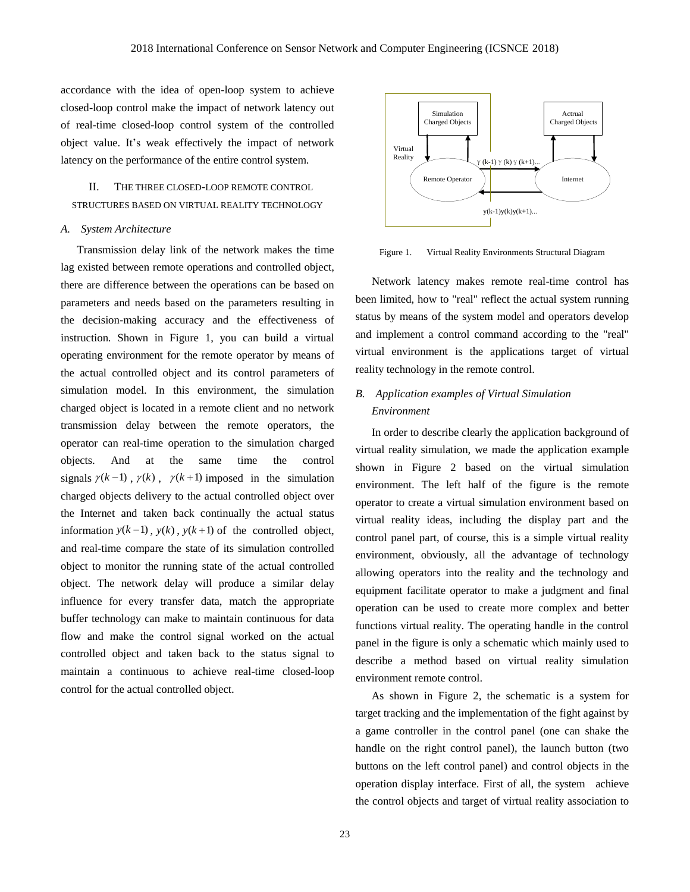accordance with the idea of open-loop system to achieve closed-loop control make the impact of network latency out of real-time closed-loop control system of the controlled object value. It's weak effectively the impact of network latency on the performance of the entire control system.

## II. THE THREE CLOSED-LOOP REMOTE CONTROL STRUCTURES BASED ON VIRTUAL REALITY TECHNOLOGY

### *A. System Architecture*

Transmission delay link of the network makes the time lag existed between remote operations and controlled object, there are difference between the operations can be based on parameters and needs based on the parameters resulting in the decision-making accuracy and the effectiveness of instruction. Shown in Figure 1, you can build a virtual operating environment for the remote operator by means of the actual controlled object and its control parameters of simulation model. In this environment, the simulation charged object is located in a remote client and no network transmission delay between the remote operators, the operator can real-time operation to the simulation charged objects. And at the same time the control signals $\gamma(k-1)$, $\gamma(k)$, $\gamma(k+1)$ imposed in the simulation charged objects delivery to the actual controlled object over the Internet and taken back continually the actual status information $y(k-1)$, $y(k)$, $y(k+1)$ of the controlled object, and real-time compare the state of its simulation controlled object to monitor the running state of the actual controlled object. The network delay will produce a similar delay influence for every transfer data, match the appropriate buffer technology can make to maintain continuous for data flow and make the control signal worked on the actual controlled object and taken back to the status signal to maintain a continuous to achieve real-time closed-loop control for the actual controlled object.

Figure 1. Virtual Reality Environments Structural Diagram

Network latency makes remote real-time control has been limited, how to "real" reflect the actual system running status by means of the system model and operators develop and implement a control command according to the "real" virtual environment is the applications target of virtual reality technology in the remote control.

### *B. Application examples of Virtual Simulation Environment*

In order to describe clearly the application background of virtual reality simulation, we made the application example shown in Figure 2 based on the virtual simulation environment. The left half of the figure is the remote operator to create a virtual simulation environment based on virtual reality ideas, including the display part and the control panel part, of course, this is a simple virtual reality environment, obviously, all the advantage of technology allowing operators into the reality and the technology and equipment facilitate operator to make a judgment and final operation can be used to create more complex and better functions virtual reality. The operating handle in the control panel in the figure is only a schematic which mainly used to describe a method based on virtual reality simulation environment remote control.

As shown in Figure 2, the schematic is a system for target tracking and the implementation of the fight against by a game controller in the control panel (one can shake the handle on the right control panel), the launch button (two buttons on the left control panel) and control objects in the operation display interface. First of all, the system achieve the control objects and target of virtual reality association to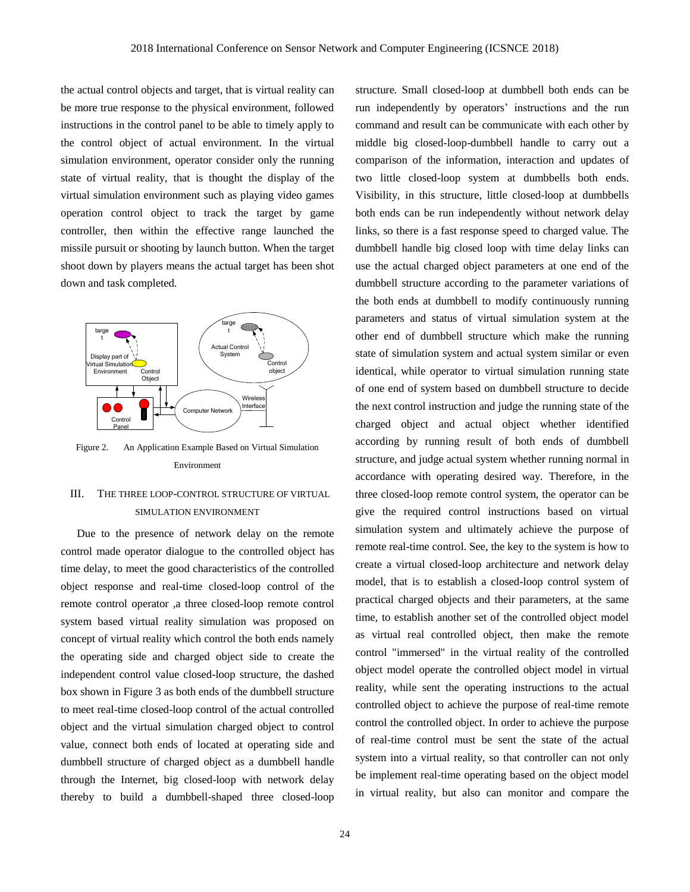the actual control objects and target, that is virtual reality can be more true response to the physical environment, followed instructions in the control panel to be able to timely apply to the control object of actual environment. In the virtual simulation environment, operator consider only the running state of virtual reality, that is thought the display of the virtual simulation environment such as playing video games operation control object to track the target by game controller, then within the effective range launched the missile pursuit or shooting by launch button. When the target shoot down by players means the actual target has been shot down and task completed.

Figure 2. An Application Example Based on Virtual Simulation Environment

## III. THE THREE LOOP-CONTROL STRUCTURE OF VIRTUAL SIMULATION ENVIRONMENT

Due to the presence of network delay on the remote control made operator dialogue to the controlled object has time delay, to meet the good characteristics of the controlled object response and real-time closed-loop control of the remote control operator ,a three closed-loop remote control system based virtual reality simulation was proposed on concept of virtual reality which control the both ends namely the operating side and charged object side to create the independent control value closed-loop structure, the dashed box shown in Figure 3 as both ends of the dumbbell structure to meet real-time closed-loop control of the actual controlled object and the virtual simulation charged object to control value, connect both ends of located at operating side and dumbbell structure of charged object as a dumbbell handle through the Internet, big closed-loop with network delay thereby to build a dumbbell-shaped three closed-loop structure. Small closed-loop at dumbbell both ends can be run independently by operators' instructions and the run command and result can be communicate with each other by middle big closed-loop-dumbbell handle to carry out a comparison of the information, interaction and updates of two little closed-loop system at dumbbells both ends. Visibility, in this structure, little closed-loop at dumbbells both ends can be run independently without network delay links, so there is a fast response speed to charged value. The dumbbell handle big closed loop with time delay links can use the actual charged object parameters at one end of the dumbbell structure according to the parameter variations of the both ends at dumbbell to modify continuously running parameters and status of virtual simulation system at the other end of dumbbell structure which make the running state of simulation system and actual system similar or even identical, while operator to virtual simulation running state of one end of system based on dumbbell structure to decide the next control instruction and judge the running state of the charged object and actual object whether identified according by running result of both ends of dumbbell structure, and judge actual system whether running normal in accordance with operating desired way. Therefore, in the three closed-loop remote control system, the operator can be give the required control instructions based on virtual simulation system and ultimately achieve the purpose of remote real-time control. See, the key to the system is how to create a virtual closed-loop architecture and network delay model, that is to establish a closed-loop control system of practical charged objects and their parameters, at the same time, to establish another set of the controlled object model as virtual real controlled object, then make the remote control "immersed" in the virtual reality of the controlled object model operate the controlled object model in virtual reality, while sent the operating instructions to the actual controlled object to achieve the purpose of real-time remote control the controlled object. In order to achieve the purpose of real-time control must be sent the state of the actual system into a virtual reality, so that controller can not only be implement real-time operating based on the object model in virtual reality, but also can monitor and compare the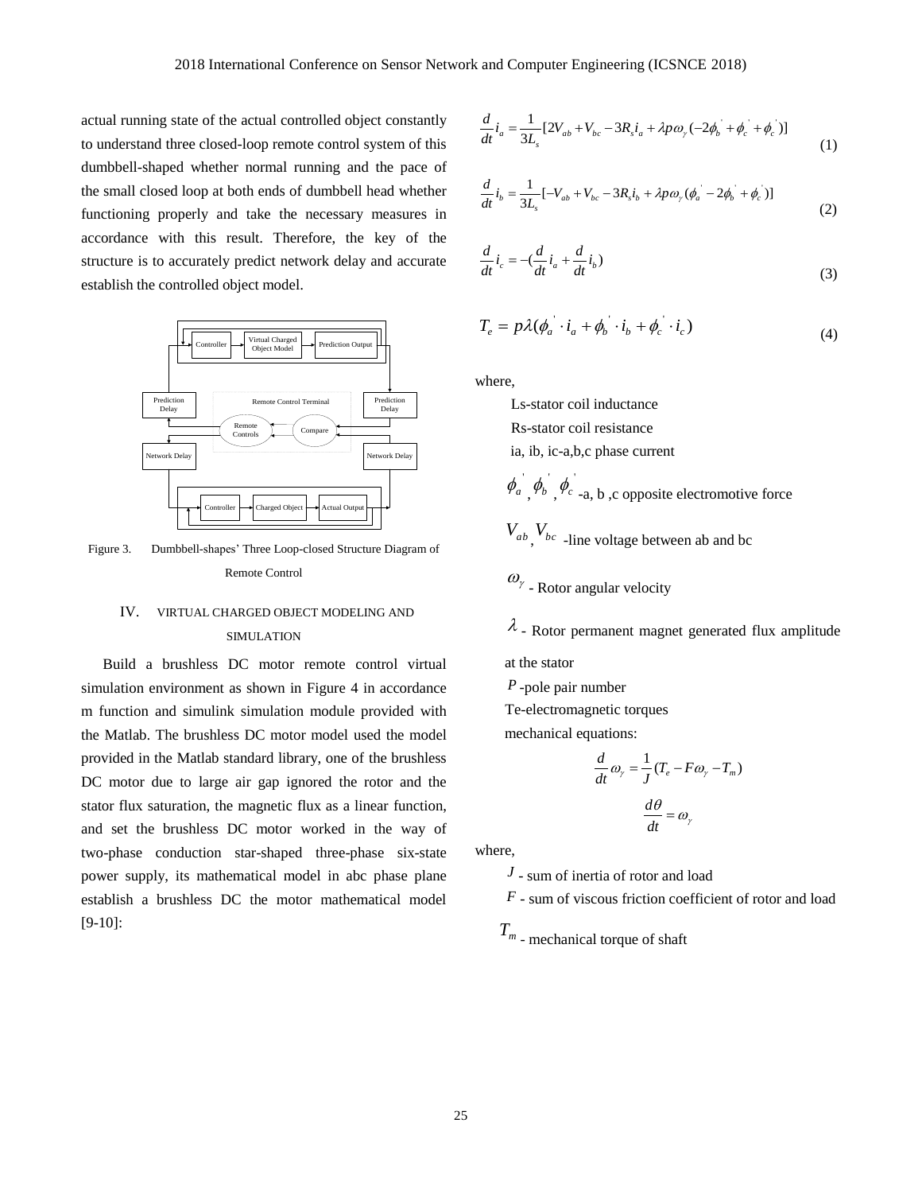actual running state of the actual controlled object constantly to understand three closed-loop remote control system of this dumbbell-shaped whether normal running and the pace of the small closed loop at both ends of dumbbell head whether functioning properly and take the necessary measures in accordance with this result. Therefore, the key of the structure is to accurately predict network delay and accurate establish the controlled object model.

Figure 3. Dumbbell-shapes' Three Loop-closed Structure Diagram of Remote Control

## IV. VIRTUAL CHARGED OBJECT MODELING AND SIMULATION

Build a brushless DC motor remote control virtual simulation environment as shown in Figure 4 in accordance m function and simulink simulation module provided with the Matlab. The brushless DC motor model used the model provided in the Matlab standard library, one of the brushless DC motor due to large air gap ignored the rotor and the stator flux saturation, the magnetic flux as a linear function, and set the brushless DC motor worked in the way of two-phase conduction star-shaped three-phase six-state power supply, its mathematical model in abc phase plane establish a brushless DC the motor mathematical model [9-10]:

$$\frac{d}{dt}i_a = \frac{1}{3L_s}[2V_{ab} + V_{bc} - 3R_s i_a + \lambda p \omega_\gamma (-2\phi_b^{'} + \phi_c^{'} + \phi_c^{'})] \tag{1}$$

$$\frac{d}{dt}i_b = \frac{1}{3L_s}[-V_{ab} + V_{bc} - 3R_s i_b + \lambda p \omega_\gamma (\phi_a^{'} - 2\phi_b^{'} + \phi_c^{'})] \tag{2}$$

$$\frac{d}{dt}i_c = -(\frac{d}{dt}i_a + \frac{d}{dt}i_b) \tag{3}$$

$$T_e = p\lambda(\phi_a^{'} \cdot i_a + \phi_b^{'} \cdot i_b + \phi_c^{'} \cdot i_c) \tag{4}$$

where,

Ls-stator coil inductance

Rs-stator coil resistance

ia, ib, ic-a,b,c phase current

$\phi_a^{'}$, $\phi_b^{'}$, $\phi_c^{'}$ -a, b ,c opposite electromotive force

$V_{ab}$, $V_{bc}$ -line voltage between ab and bc

$\omega_\gamma$ - Rotor angular velocity

$\lambda$ - Rotor permanent magnet generated flux amplitude at the stator

$P$ -pole pair number

Te-electromagnetic torques

mechanical equations:

$$\frac{d}{dt}\omega_\gamma = \frac{1}{J}(T_e - F\omega_\gamma - T_m)$$

$$\frac{d\theta}{dt} = \omega_\gamma$$

where,

$J$ - sum of inertia of rotor and load

$F$ - sum of viscous friction coefficient of rotor and load

$T_m$ - mechanical torque of shaft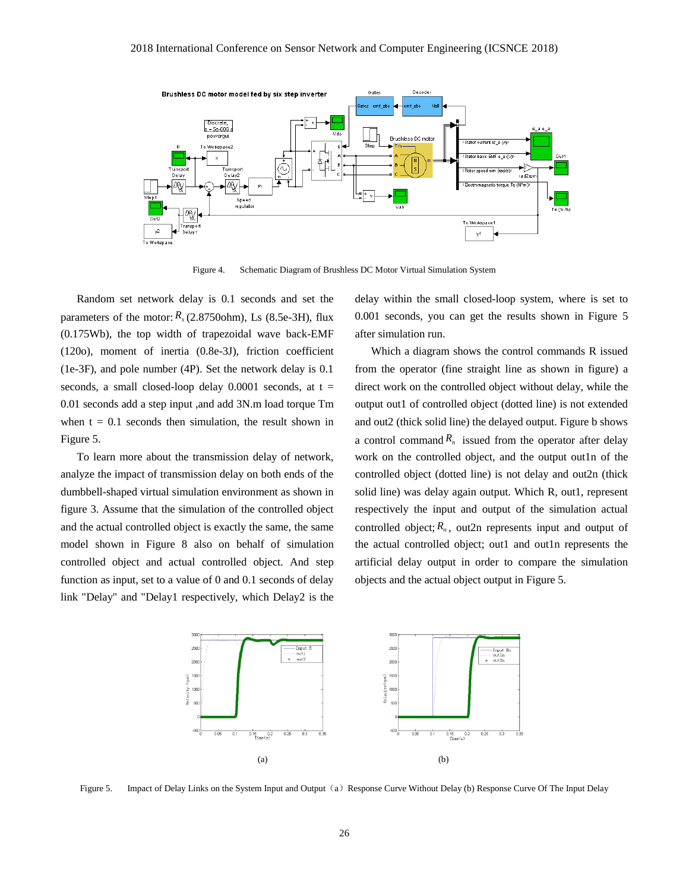Figure 4. Schematic Diagram of Brushless DC Motor Virtual Simulation System

Random set network delay is 0.1 seconds and set the parameters of the motor: $R_s$ (2.8750ohm), Ls (8.5e-3H), flux (0.175Wb), the top width of trapezoidal wave back-EMF (120o), moment of inertia (0.8e-3J), friction coefficient (1e-3F), and pole number (4P). Set the network delay is 0.1 seconds, a small closed-loop delay 0.0001 seconds, at t = 0.01 seconds add a step input ,and add 3N.m load torque Tm when t = 0.1 seconds then simulation, the result shown in Figure 5.

To learn more about the transmission delay of network, analyze the impact of transmission delay on both ends of the dumbbell-shaped virtual simulation environment as shown in figure 3. Assume that the simulation of the controlled object and the actual controlled object is exactly the same, the same model shown in Figure 8 also on behalf of simulation controlled object and actual controlled object. And step function as input, set to a value of 0 and 0.1 seconds of delay link "Delay" and "Delay1 respectively, which Delay2 is the delay within the small closed-loop system, where is set to 0.001 seconds, you can get the results shown in Figure 5 after simulation run.

Which a diagram shows the control commands R issued from the operator (fine straight line as shown in figure) a direct work on the controlled object without delay, while the output out1 of controlled object (dotted line) is not extended and out2 (thick solid line) the delayed output. Figure b shows a control command $R_n$ issued from the operator after delay work on the controlled object, and the output out1n of the controlled object (dotted line) is not delay and out2n (thick solid line) was delay again output. Which R, out1, represent respectively the input and output of the simulation actual controlled object; $R_n$, out2n represents input and output of the actual controlled object; out1 and out1n represents the artificial delay output in order to compare the simulation objects and the actual object output in Figure 5.

(a) (b)

Figure 5. Impact of Delay Links on the System Input and Output（a）Response Curve Without Delay (b) Response Curve Of The Input Delay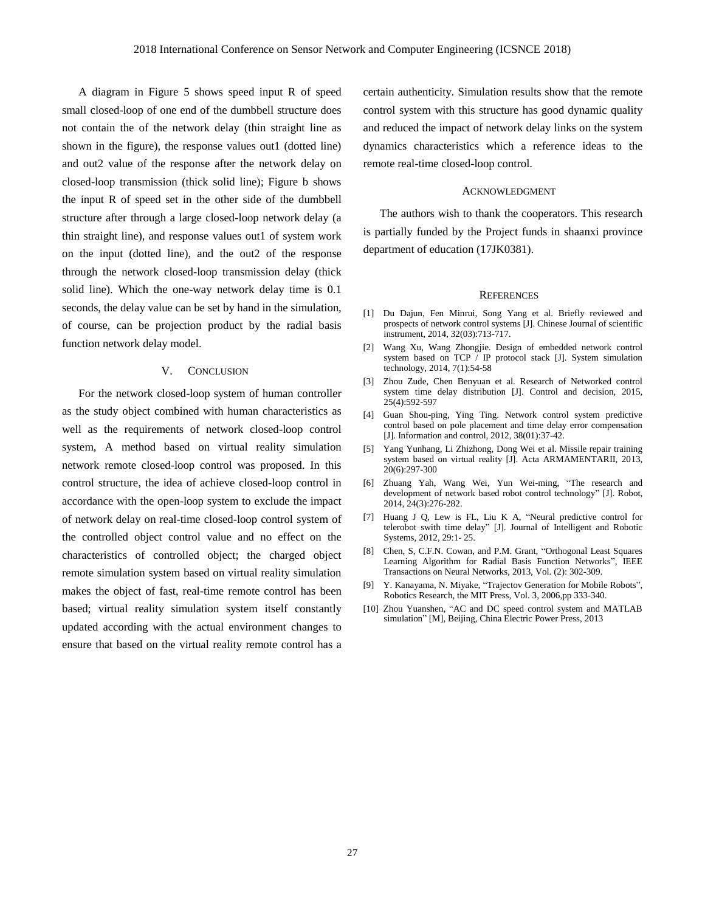A diagram in Figure 5 shows speed input R of speed small closed-loop of one end of the dumbbell structure does not contain the of the network delay (thin straight line as shown in the figure), the response values out1 (dotted line) and out2 value of the response after the network delay on closed-loop transmission (thick solid line); Figure b shows the input R of speed set in the other side of the dumbbell structure after through a large closed-loop network delay (a thin straight line), and response values out1 of system work on the input (dotted line), and the out2 of the response through the network closed-loop transmission delay (thick solid line). Which the one-way network delay time is 0.1 seconds, the delay value can be set by hand in the simulation, of course, can be projection product by the radial basis function network delay model.

## V. Conclusion

For the network closed-loop system of human controller as the study object combined with human characteristics as well as the requirements of network closed-loop control system, A method based on virtual reality simulation network remote closed-loop control was proposed. In this control structure, the idea of achieve closed-loop control in accordance with the open-loop system to exclude the impact of network delay on real-time closed-loop control system of the controlled object control value and no effect on the characteristics of controlled object; the charged object remote simulation system based on virtual reality simulation makes the object of fast, real-time remote control has been based; virtual reality simulation system itself constantly updated according with the actual environment changes to ensure that based on the virtual reality remote control has a certain authenticity. Simulation results show that the remote control system with this structure has good dynamic quality and reduced the impact of network delay links on the system dynamics characteristics which a reference ideas to the remote real-time closed-loop control.

## Acknowledgment

The authors wish to thank the cooperators. This research is partially funded by the Project funds in shaanxi province department of education (17JK0381).

## References

[1] Du Dajun, Fen Minrui, Song Yang et al. Briefly reviewed and prospects of network control systems [J]. Chinese Journal of scientific instrument, 2014, 32(03):713-717.

[2] Wang Xu, Wang Zhongjie. Design of embedded network control system based on TCP / IP protocol stack [J]. System simulation technology, 2014, 7(1):54-58

[3] Zhou Zude, Chen Benyuan et al. Research of Networked control system time delay distribution [J]. Control and decision, 2015, 25(4):592-597

[4] Guan Shou-ping, Ying Ting. Network control system predictive control based on pole placement and time delay error compensation [J]. Information and control, 2012, 38(01):37-42.

[5] Yang Yunhang, Li Zhizhong, Dong Wei et al. Missile repair training system based on virtual reality [J]. Acta ARMAMENTARII, 2013, 20(6):297-300

[6] Zhuang Yah, Wang Wei, Yun Wei-ming, "The research and development of network based robot control technology" [J]. Robot, 2014, 24(3):276-282.

[7] Huang J Q, Lew is FL, Liu K A, "Neural predictive control for telerobot swith time delay" [J]. Journal of Intelligent and Robotic Systems, 2012, 29:1- 25.

[8] Chen, S, C.F.N. Cowan, and P.M. Grant, "Orthogonal Least Squares Learning Algorithm for Radial Basis Function Networks", IEEE Transactions on Neural Networks, 2013, Vol. (2): 302-309.

[9] Y. Kanayama, N. Miyake, "Trajectov Generation for Mobile Robots", Robotics Research, the MIT Press, Vol. 3, 2006,pp 333-340.

[10] Zhou Yuanshen, "AC and DC speed control system and MATLAB simulation" [M], Beijing, China Electric Power Press, 2013